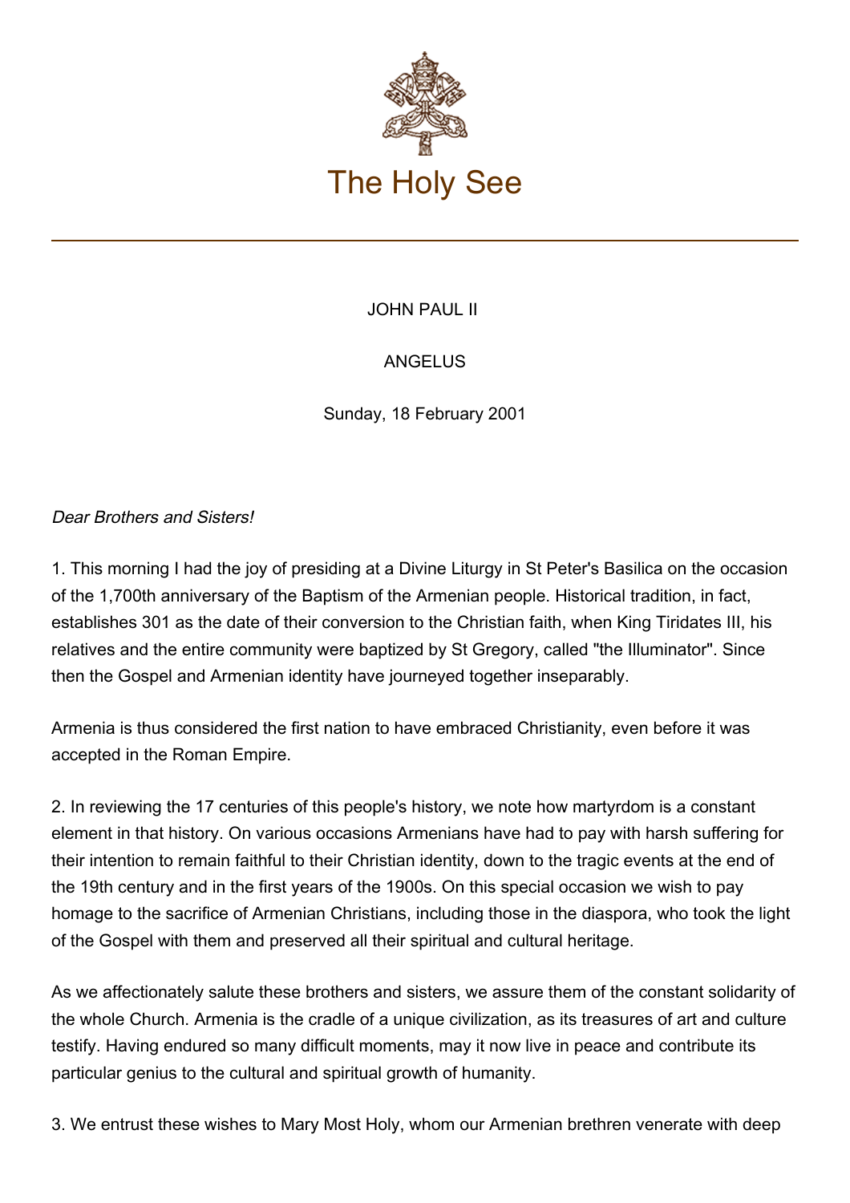# The Holy See

JOHN PAUL II

ANGELUS

Sunday, 18 February 2001

*Dear Brothers and Sisters!*

1. This morning I had the joy of presiding at a Divine Liturgy in St Peter's Basilica on the occasion of the 1,700th anniversary of the Baptism of the Armenian people. Historical tradition, in fact, establishes 301 as the date of their conversion to the Christian faith, when King Tiridates III, his relatives and the entire community were baptized by St Gregory, called "the Illuminator". Since then the Gospel and Armenian identity have journeyed together inseparably.

Armenia is thus considered the first nation to have embraced Christianity, even before it was accepted in the Roman Empire.

2. In reviewing the 17 centuries of this people's history, we note how martyrdom is a constant element in that history. On various occasions Armenians have had to pay with harsh suffering for their intention to remain faithful to their Christian identity, down to the tragic events at the end of the 19th century and in the first years of the 1900s. On this special occasion we wish to pay homage to the sacrifice of Armenian Christians, including those in the diaspora, who took the light of the Gospel with them and preserved all their spiritual and cultural heritage.

As we affectionately salute these brothers and sisters, we assure them of the constant solidarity of the whole Church. Armenia is the cradle of a unique civilization, as its treasures of art and culture testify. Having endured so many difficult moments, may it now live in peace and contribute its particular genius to the cultural and spiritual growth of humanity.

3. We entrust these wishes to Mary Most Holy, whom our Armenian brethren venerate with deep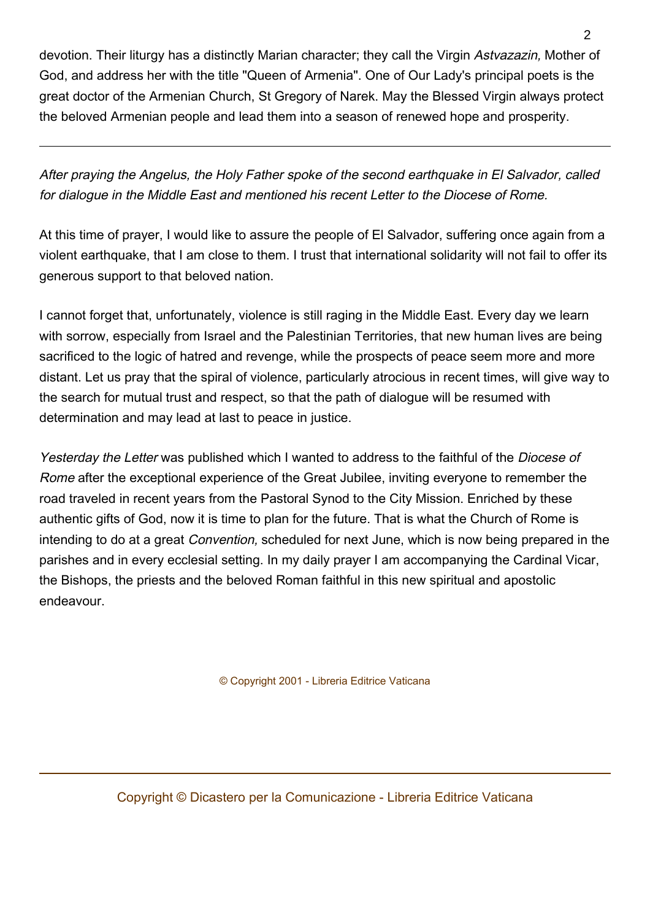devotion. Their liturgy has a distinctly Marian character; they call the Virgin *Astvazazin,* Mother of God, and address her with the title "Queen of Armenia". One of Our Lady's principal poets is the great doctor of the Armenian Church, St Gregory of Narek. May the Blessed Virgin always protect the beloved Armenian people and lead them into a season of renewed hope and prosperity.

---

*After praying the Angelus, the Holy Father spoke of the second earthquake in El Salvador, called for dialogue in the Middle East and mentioned his recent Letter to the Diocese of Rome.*

At this time of prayer, I would like to assure the people of El Salvador, suffering once again from a violent earthquake, that I am close to them. I trust that international solidarity will not fail to offer its generous support to that beloved nation.

I cannot forget that, unfortunately, violence is still raging in the Middle East. Every day we learn with sorrow, especially from Israel and the Palestinian Territories, that new human lives are being sacrificed to the logic of hatred and revenge, while the prospects of peace seem more and more distant. Let us pray that the spiral of violence, particularly atrocious in recent times, will give way to the search for mutual trust and respect, so that the path of dialogue will be resumed with determination and may lead at last to peace in justice.

*Yesterday the Letter* was published which I wanted to address to the faithful of the *Diocese of Rome* after the exceptional experience of the Great Jubilee, inviting everyone to remember the road traveled in recent years from the Pastoral Synod to the City Mission. Enriched by these authentic gifts of God, now it is time to plan for the future. That is what the Church of Rome is intending to do at a great *Convention,* scheduled for next June, which is now being prepared in the parishes and in every ecclesial setting. In my daily prayer I am accompanying the Cardinal Vicar, the Bishops, the priests and the beloved Roman faithful in this new spiritual and apostolic endeavour.

© Copyright 2001 - Libreria Editrice Vaticana

---

Copyright © Dicastero per la Comunicazione - Libreria Editrice Vaticana